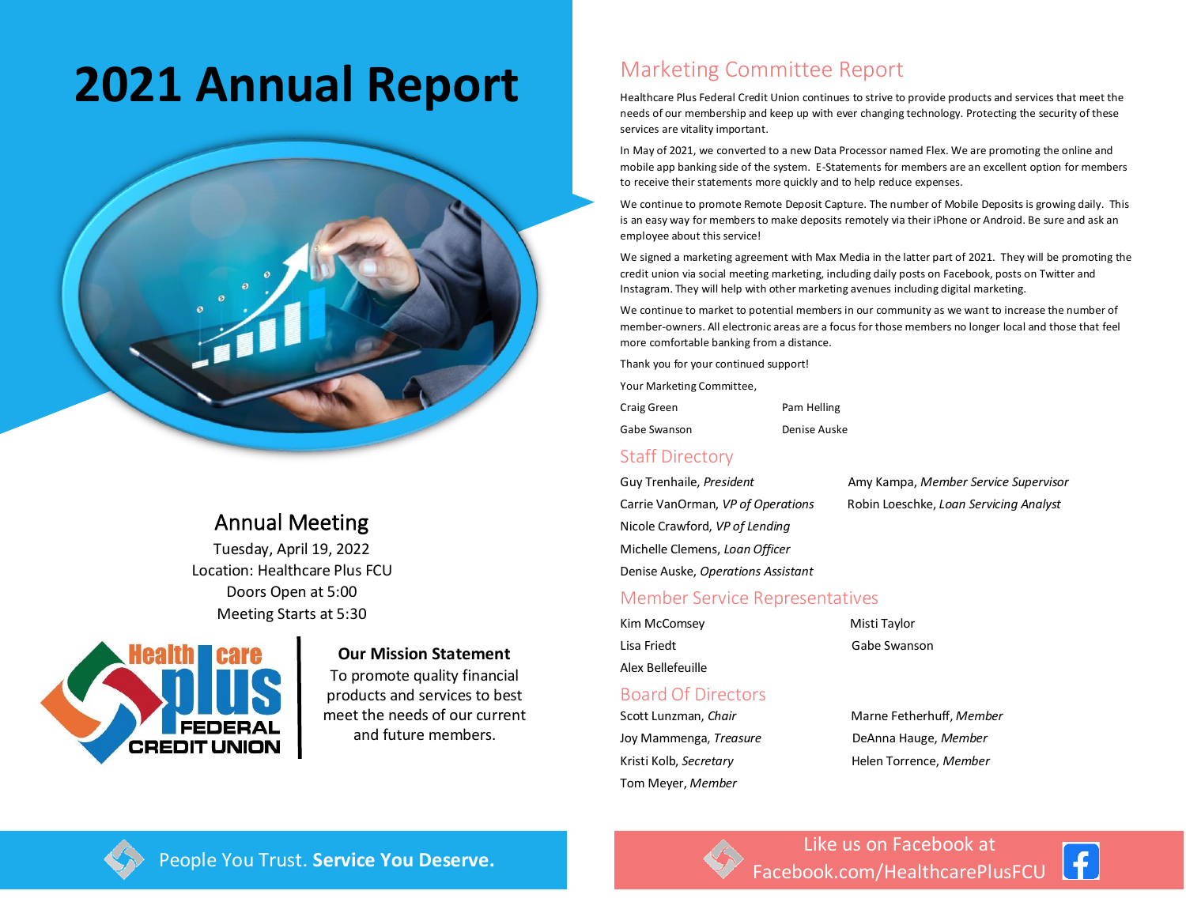# 2021 Annual Report

## Annual Meeting

Tuesday, April 19, 2022
Location: Healthcare Plus FCU
Doors Open at 5:00
Meeting Starts at 5:30

Healthcare Plus Federal Credit Union

**Our Mission Statement**

To promote quality financial products and services to best meet the needs of our current and future members.

People You Trust. **Service You Deserve.**

## Marketing Committee Report

Healthcare Plus Federal Credit Union continues to strive to provide products and services that meet the needs of our membership and keep up with ever changing technology. Protecting the security of these services are vitality important.

In May of 2021, we converted to a new Data Processor named Flex. We are promoting the online and mobile app banking side of the system. E-Statements for members are an excellent option for members to receive their statements more quickly and to help reduce expenses.

We continue to promote Remote Deposit Capture. The number of Mobile Deposits is growing daily. This is an easy way for members to make deposits remotely via their iPhone or Android. Be sure and ask an employee about this service!

We signed a marketing agreement with Max Media in the latter part of 2021. They will be promoting the credit union via social meeting marketing, including daily posts on Facebook, posts on Twitter and Instagram. They will help with other marketing avenues including digital marketing.

We continue to market to potential members in our community as we want to increase the number of member-owners. All electronic areas are a focus for those members no longer local and those that feel more comfortable banking from a distance.

Thank you for your continued support!

Your Marketing Committee,

Craig Green
Pam Helling
Gabe Swanson
Denise Auske

## Staff Directory

Guy Trenhaile, *President*
Carrie VanOrman, *VP of Operations*
Nicole Crawford, *VP of Lending*
Michelle Clemens, *Loan Officer*
Denise Auske, *Operations Assistant*
Amy Kampa, *Member Service Supervisor*
Robin Loeschke, *Loan Servicing Analyst*

## Member Service Representatives

Kim McComsey
Lisa Friedt
Alex Bellefeuille
Misti Taylor
Gabe Swanson

## Board Of Directors

Scott Lunzman, *Chair*
Joy Mammenga, *Treasure*
Kristi Kolb, *Secretary*
Tom Meyer, *Member*
Marne Fetherhuff, *Member*
DeAnna Hauge, *Member*
Helen Torrence, *Member*

Like us on Facebook at Facebook.com/HealthcarePlusFCU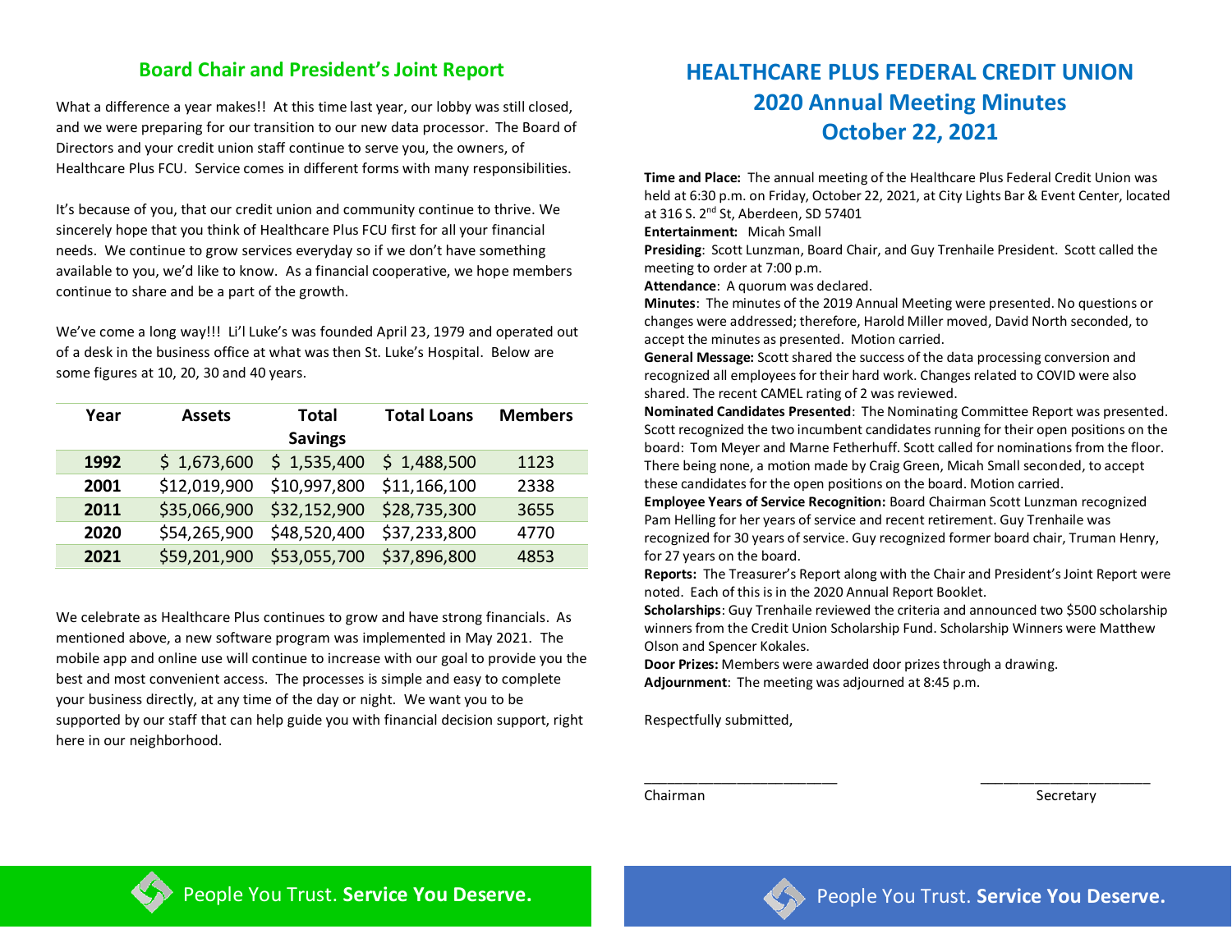## Board Chair and President's Joint Report

What a difference a year makes!! At this time last year, our lobby was still closed, and we were preparing for our transition to our new data processor. The Board of Directors and your credit union staff continue to serve you, the owners, of Healthcare Plus FCU. Service comes in different forms with many responsibilities.

It's because of you, that our credit union and community continue to thrive. We sincerely hope that you think of Healthcare Plus FCU first for all your financial needs. We continue to grow services everyday so if we don't have something available to you, we'd like to know. As a financial cooperative, we hope members continue to share and be a part of the growth.

We've come a long way!!! Li'l Luke's was founded April 23, 1979 and operated out of a desk in the business office at what was then St. Luke's Hospital. Below are some figures at 10, 20, 30 and 40 years.

| Year | Assets | Total Savings | Total Loans | Members |
|---|---|---|---|---|
| **1992** | $ 1,673,600 | $ 1,535,400 | $ 1,488,500 | 1123 |
| **2001** | $12,019,900 | $10,997,800 | $11,166,100 | 2338 |
| **2011** | $35,066,900 | $32,152,900 | $28,735,300 | 3655 |
| **2020** | $54,265,900 | $48,520,400 | $37,233,800 | 4770 |
| **2021** | $59,201,900 | $53,055,700 | $37,896,800 | 4853 |

We celebrate as Healthcare Plus continues to grow and have strong financials. As mentioned above, a new software program was implemented in May 2021. The mobile app and online use will continue to increase with our goal to provide you the best and most convenient access. The processes is simple and easy to complete your business directly, at any time of the day or night. We want you to be supported by our staff that can help guide you with financial decision support, right here in our neighborhood.

People You Trust. **Service You Deserve.**

# HEALTHCARE PLUS FEDERAL CREDIT UNION
# 2020 Annual Meeting Minutes
# October 22, 2021

**Time and Place:** The annual meeting of the Healthcare Plus Federal Credit Union was held at 6:30 p.m. on Friday, October 22, 2021, at City Lights Bar & Event Center, located at 316 S. 2nd St, Aberdeen, SD 57401

**Entertainment:** Micah Small

**Presiding**: Scott Lunzman, Board Chair, and Guy Trenhaile President. Scott called the meeting to order at 7:00 p.m.

**Attendance**: A quorum was declared.

**Minutes**: The minutes of the 2019 Annual Meeting were presented. No questions or changes were addressed; therefore, Harold Miller moved, David North seconded, to accept the minutes as presented. Motion carried.

**General Message:** Scott shared the success of the data processing conversion and recognized all employees for their hard work. Changes related to COVID were also shared. The recent CAMEL rating of 2 was reviewed.

**Nominated Candidates Presented**: The Nominating Committee Report was presented. Scott recognized the two incumbent candidates running for their open positions on the board: Tom Meyer and Marne Fetherhuff. Scott called for nominations from the floor. There being none, a motion made by Craig Green, Micah Small seconded, to accept these candidates for the open positions on the board. Motion carried.

**Employee Years of Service Recognition:** Board Chairman Scott Lunzman recognized Pam Helling for her years of service and recent retirement. Guy Trenhaile was recognized for 30 years of service. Guy recognized former board chair, Truman Henry, for 27 years on the board.

**Reports:** The Treasurer's Report along with the Chair and President's Joint Report were noted. Each of this is in the 2020 Annual Report Booklet.

**Scholarships**: Guy Trenhaile reviewed the criteria and announced two $500 scholarship winners from the Credit Union Scholarship Fund. Scholarship Winners were Matthew Olson and Spencer Kokales.

**Door Prizes:** Members were awarded door prizes through a drawing.

**Adjournment**: The meeting was adjourned at 8:45 p.m.

Respectfully submitted,

\_\_\_\_\_\_\_\_\_\_\_\_\_\_\_\_\_\_\_\_\_\_\_\_\_\_ \_\_\_\_\_\_\_\_\_\_\_\_\_\_\_\_\_\_\_\_\_\_\_\_\_\_

Chairman Secretary

People You Trust. **Service You Deserve.**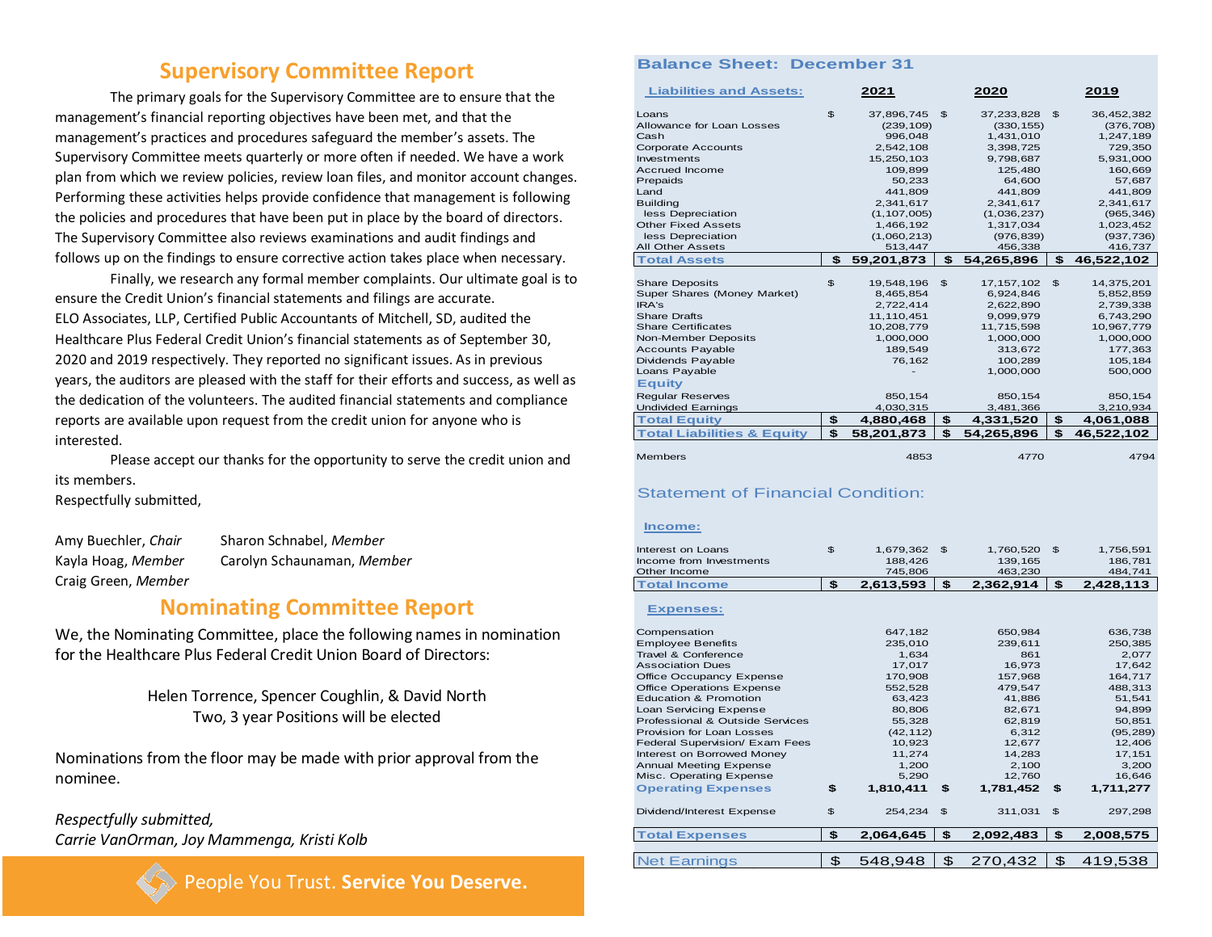## Supervisory Committee Report

The primary goals for the Supervisory Committee are to ensure that the management's financial reporting objectives have been met, and that the management's practices and procedures safeguard the member's assets. The Supervisory Committee meets quarterly or more often if needed. We have a work plan from which we review policies, review loan files, and monitor account changes. Performing these activities helps provide confidence that management is following the policies and procedures that have been put in place by the board of directors. The Supervisory Committee also reviews examinations and audit findings and follows up on the findings to ensure corrective action takes place when necessary.

Finally, we research any formal member complaints. Our ultimate goal is to ensure the Credit Union's financial statements and filings are accurate. ELO Associates, LLP, Certified Public Accountants of Mitchell, SD, audited the Healthcare Plus Federal Credit Union's financial statements as of September 30, 2020 and 2019 respectively. They reported no significant issues. As in previous years, the auditors are pleased with the staff for their efforts and success, as well as the dedication of the volunteers. The audited financial statements and compliance reports are available upon request from the credit union for anyone who is interested.

Please accept our thanks for the opportunity to serve the credit union and its members.

Respectfully submitted,

Amy Buechler, *Chair*
Kayla Hoag, *Member*
Craig Green, *Member*
Sharon Schnabel, *Member*
Carolyn Schaunaman, *Member*

## Nominating Committee Report

We, the Nominating Committee, place the following names in nomination for the Healthcare Plus Federal Credit Union Board of Directors:

Helen Torrence, Spencer Coughlin, & David North
Two, 3 year Positions will be elected

Nominations from the floor may be made with prior approval from the nominee.

*Respectfully submitted,*
*Carrie VanOrman, Joy Mammenga, Kristi Kolb*

People You Trust. **Service You Deserve.**

## Balance Sheet: December 31

| Liabilities and Assets: | 2021 | 2020 | 2019 |
|---|---|---|---|
| Loans | $ 37,896,745 | $ 37,233,828 | $ 36,452,382 |
| Allowance for Loan Losses | (239,109) | (330,155) | (376,708) |
| Cash | 996,048 | 1,431,010 | 1,247,189 |
| Corporate Accounts | 2,542,108 | 3,398,725 | 729,350 |
| Investments | 15,250,103 | 9,798,687 | 5,931,000 |
| Accrued Income | 109,899 | 125,480 | 160,669 |
| Prepaids | 50,233 | 64,600 | 57,687 |
| Land | 441,809 | 441,809 | 441,809 |
| Building | 2,341,617 | 2,341,617 | 2,341,617 |
| less Depreciation | (1,107,005) | (1,036,237) | (965,346) |
| Other Fixed Assets | 1,466,192 | 1,317,034 | 1,023,452 |
| less Depreciation | (1,060,213) | (976,839) | (937,736) |
| All Other Assets | 513,447 | 456,338 | 416,737 |
| **Total Assets** | **$ 59,201,873** | **$ 54,265,896** | **$ 46,522,102** |
| Share Deposits | $ 19,548,196 | $ 17,157,102 | $ 14,375,201 |
| Super Shares (Money Market) | 8,465,854 | 6,924,846 | 5,852,859 |
| IRA's | 2,722,414 | 2,622,890 | 2,739,338 |
| Share Drafts | 11,110,451 | 9,099,979 | 6,743,290 |
| Share Certificates | 10,208,779 | 11,715,598 | 10,967,779 |
| Non-Member Deposits | 1,000,000 | 1,000,000 | 1,000,000 |
| Accounts Payable | 189,549 | 313,672 | 177,363 |
| Dividends Payable | 76,162 | 100,289 | 105,184 |
| Loans Payable | - | 1,000,000 | 500,000 |
| **Equity** | | | |
| Regular Reserves | 850,154 | 850,154 | 850,154 |
| Undivided Earnings | 4,030,315 | 3,481,366 | 3,210,934 |
| **Total Equity** | **$ 4,880,468** | **$ 4,331,520** | **$ 4,061,088** |
| **Total Liabilities & Equity** | **$ 58,201,873** | **$ 54,265,896** | **$ 46,522,102** |
| Members | 4853 | 4770 | 4794 |

## Statement of Financial Condition:

| Income: | 2021 | 2020 | 2019 |
|---|---|---|---|
| Interest on Loans | $ 1,679,362 | $ 1,760,520 | $ 1,756,591 |
| Income from Investments | 188,426 | 139,165 | 186,781 |
| Other Income | 745,806 | 463,230 | 484,741 |
| **Total Income** | **$ 2,613,593** | **$ 2,362,914** | **$ 2,428,113** |
| **Expenses:** | | | |
| Compensation | 647,182 | 650,984 | 636,738 |
| Employee Benefits | 235,010 | 239,611 | 250,385 |
| Travel & Conference | 1,634 | 861 | 2,077 |
| Association Dues | 17,017 | 16,973 | 17,642 |
| Office Occupancy Expense | 170,908 | 157,968 | 164,717 |
| Office Operations Expense | 552,528 | 479,547 | 488,313 |
| Education & Promotion | 63,423 | 41,886 | 51,541 |
| Loan Servicing Expense | 80,806 | 82,671 | 94,899 |
| Professional & Outside Services | 55,328 | 62,819 | 50,851 |
| Provision for Loan Losses | (42,112) | 6,312 | (95,289) |
| Federal Supervision/ Exam Fees | 10,923 | 12,677 | 12,406 |
| Interest on Borrowed Money | 11,274 | 14,283 | 17,151 |
| Annual Meeting Expense | 1,200 | 2,100 | 3,200 |
| Misc. Operating Expense | 5,290 | 12,760 | 16,646 |
| **Operating Expenses** | **$ 1,810,411** | **$ 1,781,452** | **$ 1,711,277** |
| Dividend/Interest Expense | $ 254,234 | $ 311,031 | $ 297,298 |
| **Total Expenses** | **$ 2,064,645** | **$ 2,092,483** | **$ 2,008,575** |
| **Net Earnings** | **$ 548,948** | **$ 270,432** | **$ 419,538** |